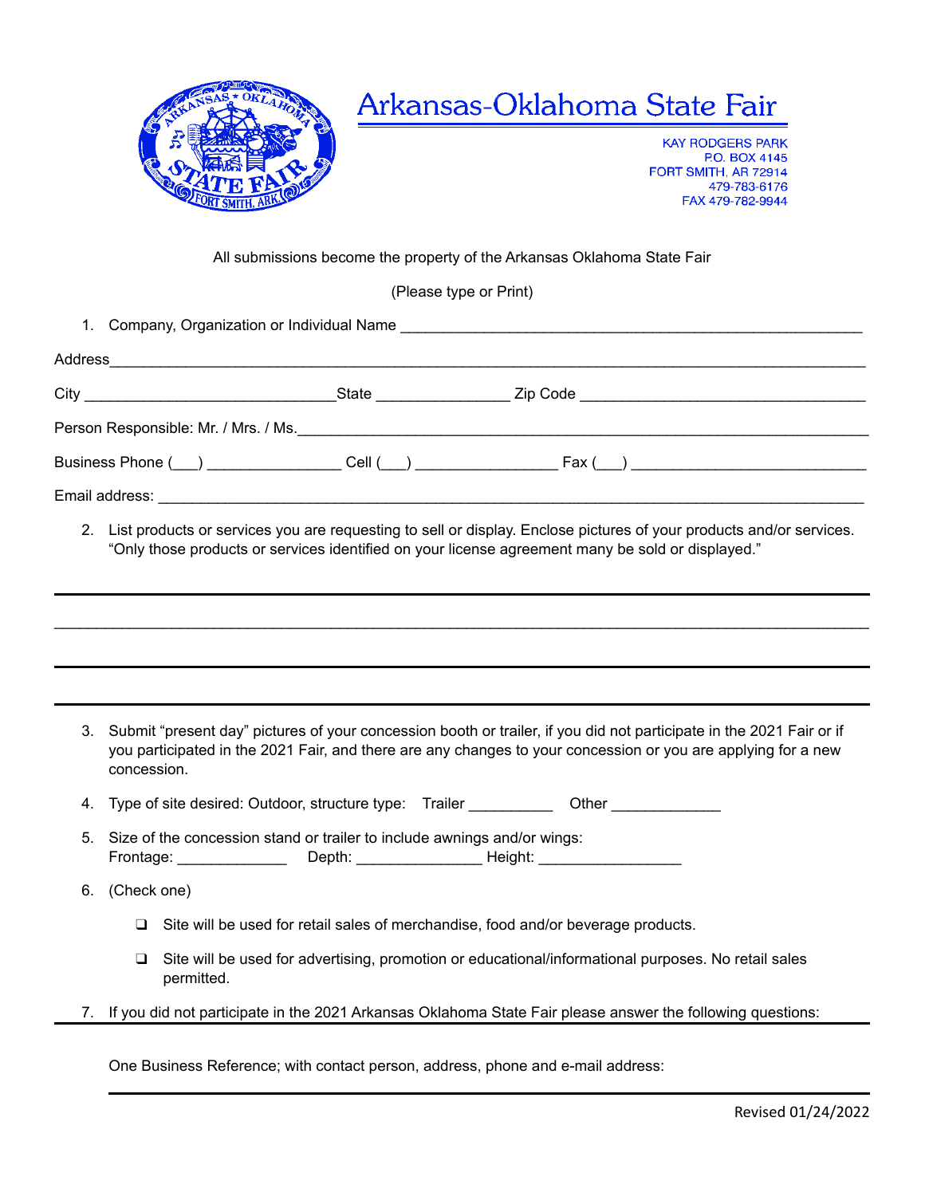# Arkansas-Oklahoma State Fair

KAY RODGERS PARK
P.O. BOX 4145
FORT SMITH, AR 72914
479-783-6176
FAX 479-782-9944

All submissions become the property of the Arkansas Oklahoma State Fair

(Please type or Print)

1. Company, Organization or Individual Name ____________________________________________________

Address_____________________________________________________________________________________

City ______________________________State _______________ Zip Code _________________________________

Person Responsible: Mr. / Mrs. / Ms.___________________________________________________________________

Business Phone (___) _______________ Cell (___) ________________ Fax (___) ___________________________

Email address: _________________________________________________________________________________

2. List products or services you are requesting to sell or display. Enclose pictures of your products and/or services. "Only those products or services identified on your license agreement many be sold or displayed."

_____________________________________________________________________________________________

_____________________________________________________________________________________________

_____________________________________________________________________________________________

_____________________________________________________________________________________________

3. Submit "present day" pictures of your concession booth or trailer, if you did not participate in the 2021 Fair or if you participated in the 2021 Fair, and there are any changes to your concession or you are applying for a new concession.

4. Type of site desired: Outdoor, structure type: Trailer __________ Other _____________

5. Size of the concession stand or trailer to include awnings and/or wings:
   Frontage: _____________ Depth: _______________ Height: _________________

6. (Check one)

   - ❑ Site will be used for retail sales of merchandise, food and/or beverage products.
   - ❑ Site will be used for advertising, promotion or educational/informational purposes. No retail sales permitted.

7. If you did not participate in the 2021 Arkansas Oklahoma State Fair please answer the following questions:

   One Business Reference; with contact person, address, phone and e-mail address:

   _____________________________________________________________________________________________

Revised 01/24/2022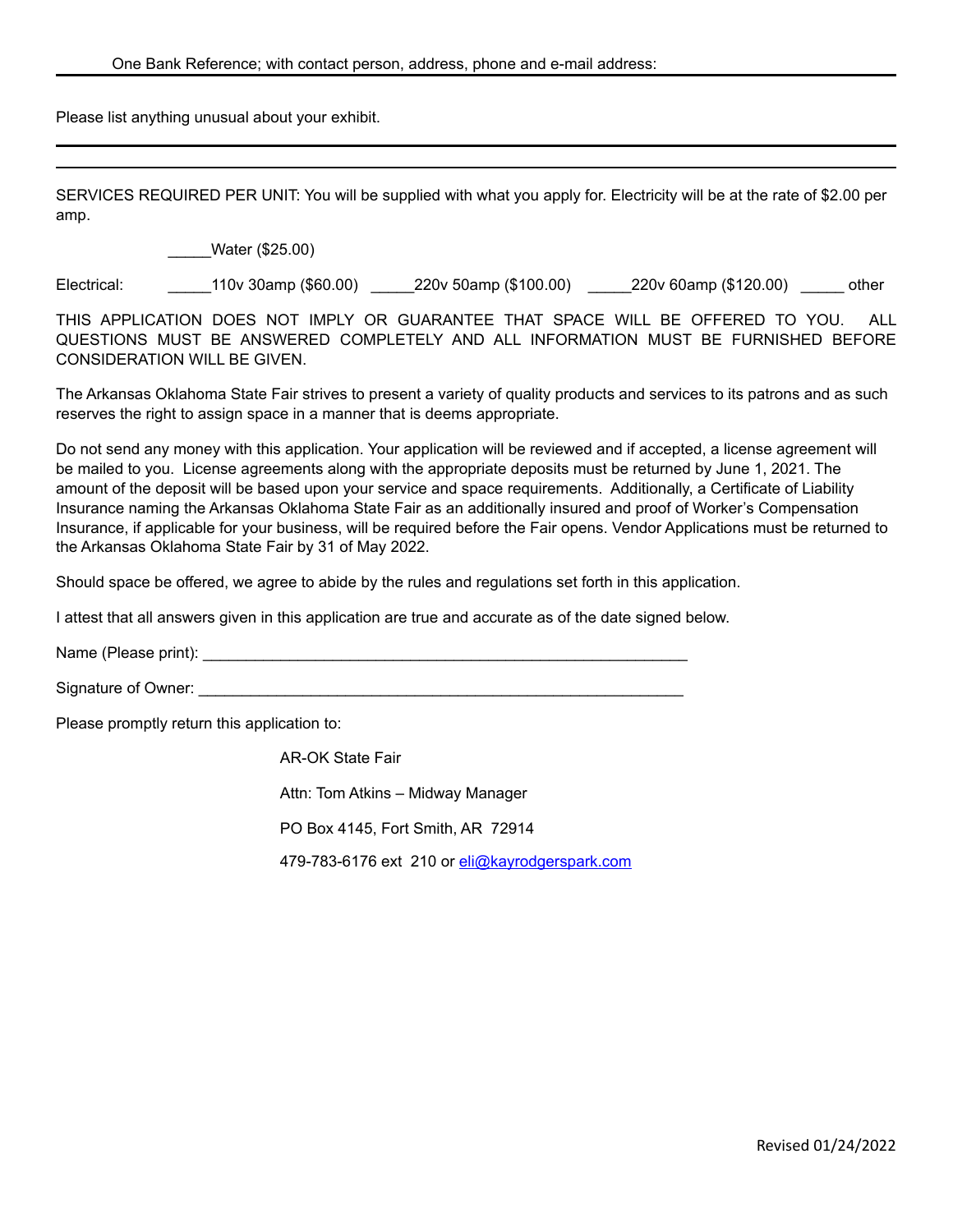One Bank Reference; with contact person, address, phone and e-mail address:

---

Please list anything unusual about your exhibit.

---

---

SERVICES REQUIRED PER UNIT: You will be supplied with what you apply for. Electricity will be at the rate of $2.00 per amp.

_____Water ($25.00)

Electrical: _____110v 30amp ($60.00) _____220v 50amp ($100.00) _____220v 60amp ($120.00) _____ other

THIS APPLICATION DOES NOT IMPLY OR GUARANTEE THAT SPACE WILL BE OFFERED TO YOU. ALL QUESTIONS MUST BE ANSWERED COMPLETELY AND ALL INFORMATION MUST BE FURNISHED BEFORE CONSIDERATION WILL BE GIVEN.

The Arkansas Oklahoma State Fair strives to present a variety of quality products and services to its patrons and as such reserves the right to assign space in a manner that is deems appropriate.

Do not send any money with this application. Your application will be reviewed and if accepted, a license agreement will be mailed to you. License agreements along with the appropriate deposits must be returned by June 1, 2021. The amount of the deposit will be based upon your service and space requirements. Additionally, a Certificate of Liability Insurance naming the Arkansas Oklahoma State Fair as an additionally insured and proof of Worker's Compensation Insurance, if applicable for your business, will be required before the Fair opens. Vendor Applications must be returned to the Arkansas Oklahoma State Fair by 31 of May 2022.

Should space be offered, we agree to abide by the rules and regulations set forth in this application.

I attest that all answers given in this application are true and accurate as of the date signed below.

Name (Please print): ___________________________________________________________

Signature of Owner: ___________________________________________________________

Please promptly return this application to:

AR-OK State Fair

Attn: Tom Atkins – Midway Manager

PO Box 4145, Fort Smith, AR 72914

479-783-6176 ext 210 or eli@kayrodgerspark.com

Revised 01/24/2022